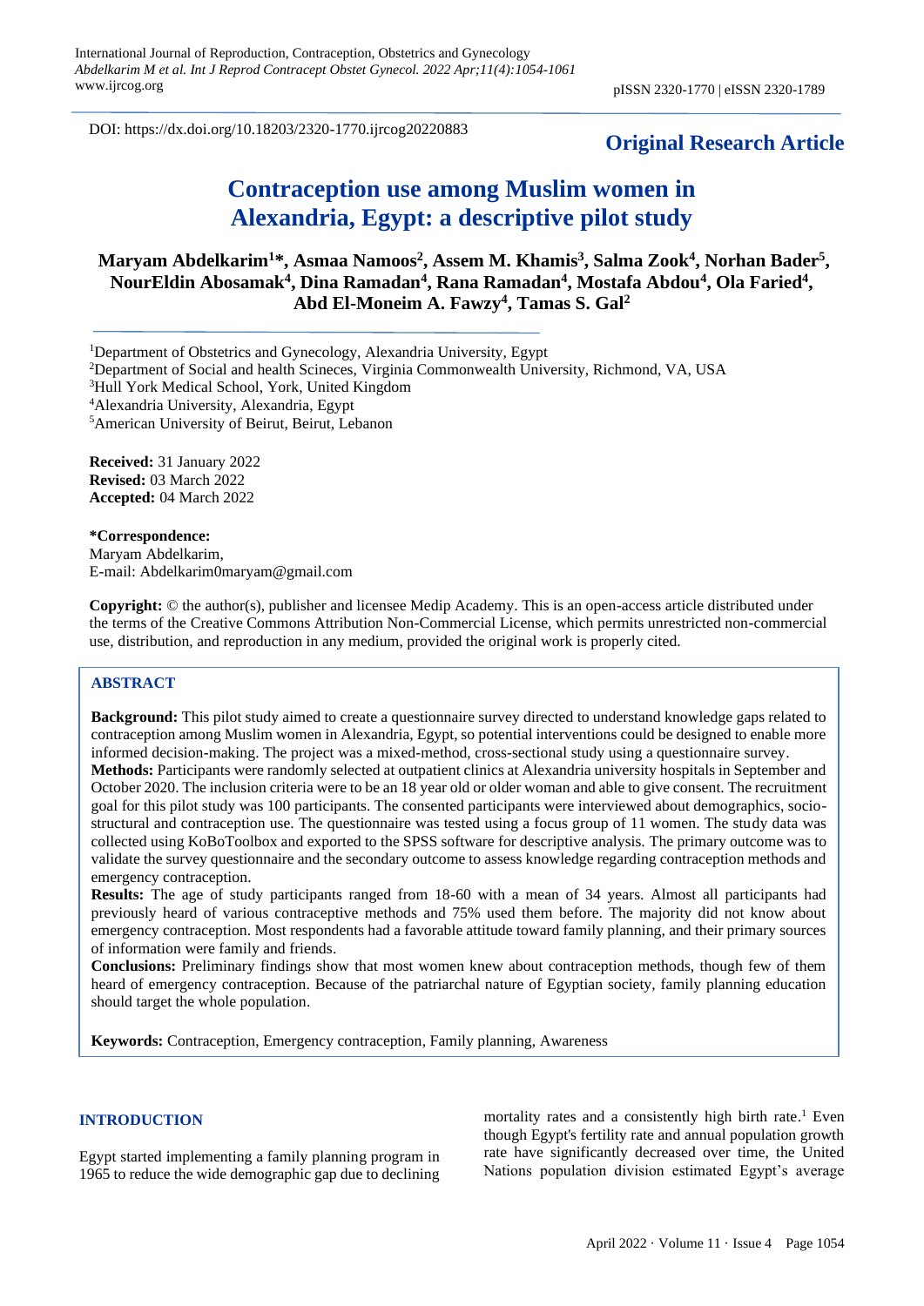DOI: https://dx.doi.org/10.18203/2320-1770.ijrcog20220883

**Original Research Article**

# Contraception use among Muslim women in Alexandria, Egypt: a descriptive pilot study

**Maryam Abdelkarim[1]*, Asmaa Namoos[2], Assem M. Khamis[3], Salma Zook[4], Norhan Bader[5], NourEldin Abosamak[4], Dina Ramadan[4], Rana Ramadan[4], Mostafa Abdou[4], Ola Faried[4], Abd El-Moneim A. Fawzy[4], Tamas S. Gal[2]**

[1]Department of Obstetrics and Gynecology, Alexandria University, Egypt
[2]Department of Social and health Scineces, Virginia Commonwealth University, Richmond, VA, USA
[3]Hull York Medical School, York, United Kingdom
[4]Alexandria University, Alexandria, Egypt
[5]American University of Beirut, Beirut, Lebanon

**Received:** 31 January 2022
**Revised:** 03 March 2022
**Accepted:** 04 March 2022

**\*Correspondence:**
Maryam Abdelkarim,
E-mail: Abdelkarim0maryam@gmail.com

**Copyright:** © the author(s), publisher and licensee Medip Academy. This is an open-access article distributed under the terms of the Creative Commons Attribution Non-Commercial License, which permits unrestricted non-commercial use, distribution, and reproduction in any medium, provided the original work is properly cited.

## ABSTRACT

**Background:** This pilot study aimed to create a questionnaire survey directed to understand knowledge gaps related to contraception among Muslim women in Alexandria, Egypt, so potential interventions could be designed to enable more informed decision-making. The project was a mixed-method, cross-sectional study using a questionnaire survey.

**Methods:** Participants were randomly selected at outpatient clinics at Alexandria university hospitals in September and October 2020. The inclusion criteria were to be an 18 year old or older woman and able to give consent. The recruitment goal for this pilot study was 100 participants. The consented participants were interviewed about demographics, socio-structural and contraception use. The questionnaire was tested using a focus group of 11 women. The study data was collected using KoBoToolbox and exported to the SPSS software for descriptive analysis. The primary outcome was to validate the survey questionnaire and the secondary outcome to assess knowledge regarding contraception methods and emergency contraception.

**Results:** The age of study participants ranged from 18-60 with a mean of 34 years. Almost all participants had previously heard of various contraceptive methods and 75% used them before. The majority did not know about emergency contraception. Most respondents had a favorable attitude toward family planning, and their primary sources of information were family and friends.

**Conclusions:** Preliminary findings show that most women knew about contraception methods, though few of them heard of emergency contraception. Because of the patriarchal nature of Egyptian society, family planning education should target the whole population.

**Keywords:** Contraception, Emergency contraception, Family planning, Awareness

## INTRODUCTION

Egypt started implementing a family planning program in 1965 to reduce the wide demographic gap due to declining mortality rates and a consistently high birth rate.[1] Even though Egypt's fertility rate and annual population growth rate have significantly decreased over time, the United Nations population division estimated Egypt's average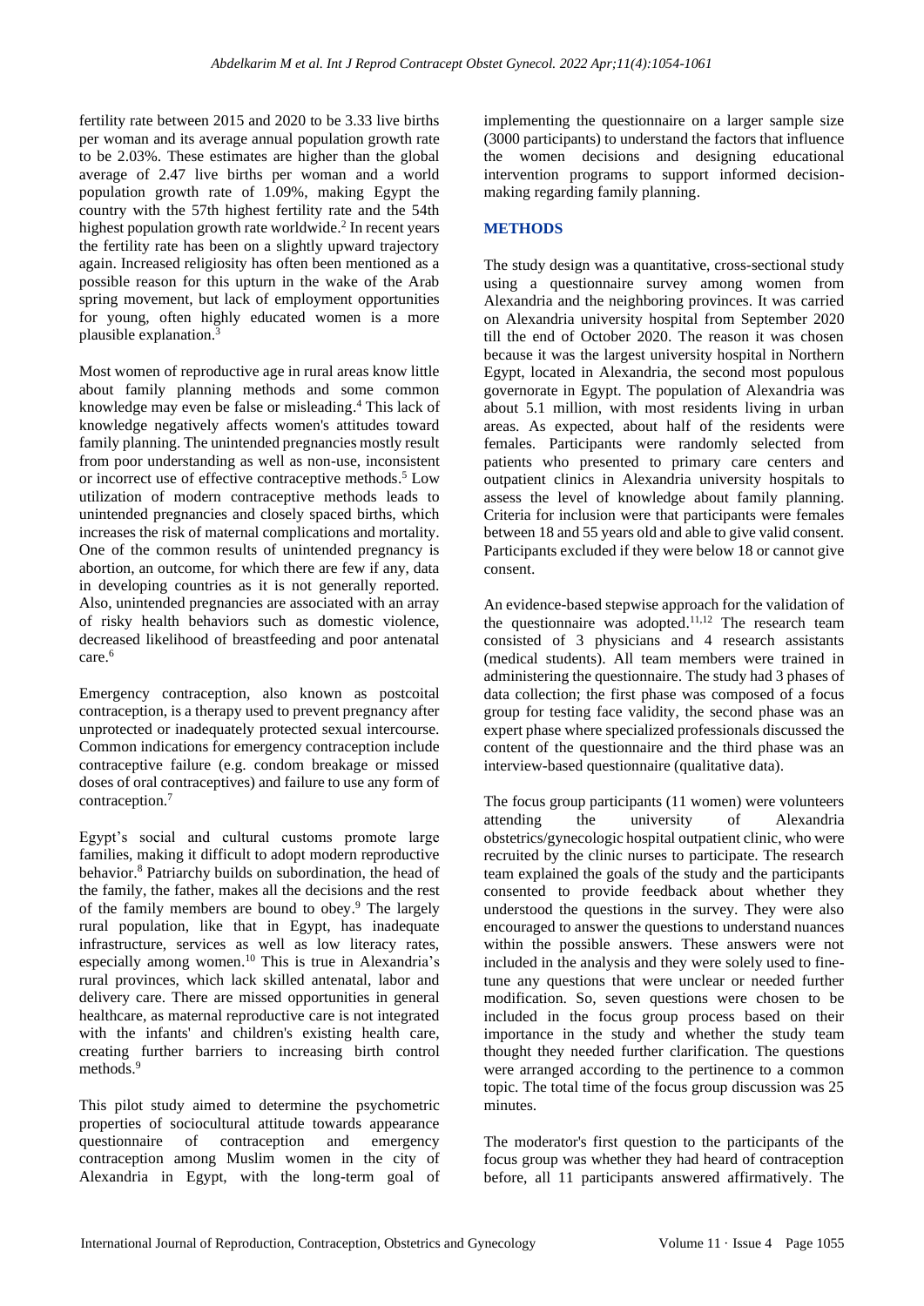fertility rate between 2015 and 2020 to be 3.33 live births per woman and its average annual population growth rate to be 2.03%. These estimates are higher than the global average of 2.47 live births per woman and a world population growth rate of 1.09%, making Egypt the country with the 57th highest fertility rate and the 54th highest population growth rate worldwide.[2] In recent years the fertility rate has been on a slightly upward trajectory again. Increased religiosity has often been mentioned as a possible reason for this upturn in the wake of the Arab spring movement, but lack of employment opportunities for young, often highly educated women is a more plausible explanation.[3]

Most women of reproductive age in rural areas know little about family planning methods and some common knowledge may even be false or misleading.[4] This lack of knowledge negatively affects women's attitudes toward family planning. The unintended pregnancies mostly result from poor understanding as well as non-use, inconsistent or incorrect use of effective contraceptive methods.[5] Low utilization of modern contraceptive methods leads to unintended pregnancies and closely spaced births, which increases the risk of maternal complications and mortality. One of the common results of unintended pregnancy is abortion, an outcome, for which there are few if any, data in developing countries as it is not generally reported. Also, unintended pregnancies are associated with an array of risky health behaviors such as domestic violence, decreased likelihood of breastfeeding and poor antenatal care.[6]

Emergency contraception, also known as postcoital contraception, is a therapy used to prevent pregnancy after unprotected or inadequately protected sexual intercourse. Common indications for emergency contraception include contraceptive failure (e.g. condom breakage or missed doses of oral contraceptives) and failure to use any form of contraception.[7]

Egypt's social and cultural customs promote large families, making it difficult to adopt modern reproductive behavior.[8] Patriarchy builds on subordination, the head of the family, the father, makes all the decisions and the rest of the family members are bound to obey.[9] The largely rural population, like that in Egypt, has inadequate infrastructure, services as well as low literacy rates, especially among women.[10] This is true in Alexandria's rural provinces, which lack skilled antenatal, labor and delivery care. There are missed opportunities in general healthcare, as maternal reproductive care is not integrated with the infants' and children's existing health care, creating further barriers to increasing birth control methods.[9]

This pilot study aimed to determine the psychometric properties of sociocultural attitude towards appearance questionnaire of contraception and emergency contraception among Muslim women in the city of Alexandria in Egypt, with the long-term goal of implementing the questionnaire on a larger sample size (3000 participants) to understand the factors that influence the women decisions and designing educational intervention programs to support informed decision-making regarding family planning.

## METHODS

The study design was a quantitative, cross-sectional study using a questionnaire survey among women from Alexandria and the neighboring provinces. It was carried on Alexandria university hospital from September 2020 till the end of October 2020. The reason it was chosen because it was the largest university hospital in Northern Egypt, located in Alexandria, the second most populous governorate in Egypt. The population of Alexandria was about 5.1 million, with most residents living in urban areas. As expected, about half of the residents were females. Participants were randomly selected from patients who presented to primary care centers and outpatient clinics in Alexandria university hospitals to assess the level of knowledge about family planning. Criteria for inclusion were that participants were females between 18 and 55 years old and able to give valid consent. Participants excluded if they were below 18 or cannot give consent.

An evidence-based stepwise approach for the validation of the questionnaire was adopted.[11,12] The research team consisted of 3 physicians and 4 research assistants (medical students). All team members were trained in administering the questionnaire. The study had 3 phases of data collection; the first phase was composed of a focus group for testing face validity, the second phase was an expert phase where specialized professionals discussed the content of the questionnaire and the third phase was an interview-based questionnaire (qualitative data).

The focus group participants (11 women) were volunteers attending the university of Alexandria obstetrics/gynecologic hospital outpatient clinic, who were recruited by the clinic nurses to participate. The research team explained the goals of the study and the participants consented to provide feedback about whether they understood the questions in the survey. They were also encouraged to answer the questions to understand nuances within the possible answers. These answers were not included in the analysis and they were solely used to fine-tune any questions that were unclear or needed further modification. So, seven questions were chosen to be included in the focus group process based on their importance in the study and whether the study team thought they needed further clarification. The questions were arranged according to the pertinence to a common topic. The total time of the focus group discussion was 25 minutes.

The moderator's first question to the participants of the focus group was whether they had heard of contraception before, all 11 participants answered affirmatively. The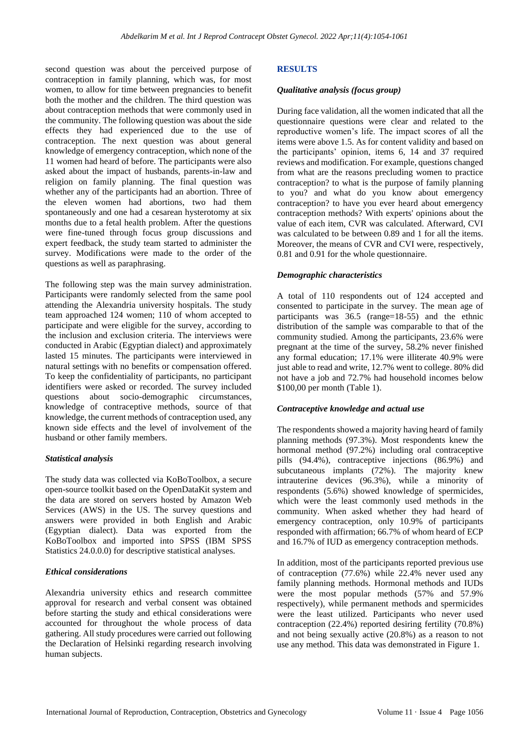second question was about the perceived purpose of contraception in family planning, which was, for most women, to allow for time between pregnancies to benefit both the mother and the children. The third question was about contraception methods that were commonly used in the community. The following question was about the side effects they had experienced due to the use of contraception. The next question was about general knowledge of emergency contraception, which none of the 11 women had heard of before. The participants were also asked about the impact of husbands, parents-in-law and religion on family planning. The final question was whether any of the participants had an abortion. Three of the eleven women had abortions, two had them spontaneously and one had a cesarean hysterotomy at six months due to a fetal health problem. After the questions were fine-tuned through focus group discussions and expert feedback, the study team started to administer the survey. Modifications were made to the order of the questions as well as paraphrasing.

The following step was the main survey administration. Participants were randomly selected from the same pool attending the Alexandria university hospitals. The study team approached 124 women; 110 of whom accepted to participate and were eligible for the survey, according to the inclusion and exclusion criteria. The interviews were conducted in Arabic (Egyptian dialect) and approximately lasted 15 minutes. The participants were interviewed in natural settings with no benefits or compensation offered. To keep the confidentiality of participants, no participant identifiers were asked or recorded. The survey included questions about socio-demographic circumstances, knowledge of contraceptive methods, source of that knowledge, the current methods of contraception used, any known side effects and the level of involvement of the husband or other family members.

### *Statistical analysis*

The study data was collected via KoBoToolbox, a secure open-source toolkit based on the OpenDataKit system and the data are stored on servers hosted by Amazon Web Services (AWS) in the US. The survey questions and answers were provided in both English and Arabic (Egyptian dialect). Data was exported from the KoBoToolbox and imported into SPSS (IBM SPSS Statistics 24.0.0.0) for descriptive statistical analyses.

### *Ethical considerations*

Alexandria university ethics and research committee approval for research and verbal consent was obtained before starting the study and ethical considerations were accounted for throughout the whole process of data gathering. All study procedures were carried out following the Declaration of Helsinki regarding research involving human subjects.

## RESULTS

### *Qualitative analysis (focus group)*

During face validation, all the women indicated that all the questionnaire questions were clear and related to the reproductive women's life. The impact scores of all the items were above 1.5. As for content validity and based on the participants' opinion, items 6, 14 and 37 required reviews and modification. For example, questions changed from what are the reasons precluding women to practice contraception? to what is the purpose of family planning to you? and what do you know about emergency contraception? to have you ever heard about emergency contraception methods? With experts' opinions about the value of each item, CVR was calculated. Afterward, CVI was calculated to be between 0.89 and 1 for all the items. Moreover, the means of CVR and CVI were, respectively, 0.81 and 0.91 for the whole questionnaire.

### *Demographic characteristics*

A total of 110 respondents out of 124 accepted and consented to participate in the survey. The mean age of participants was 36.5 (range=18-55) and the ethnic distribution of the sample was comparable to that of the community studied. Among the participants, 23.6% were pregnant at the time of the survey, 58.2% never finished any formal education; 17.1% were illiterate 40.9% were just able to read and write, 12.7% went to college. 80% did not have a job and 72.7% had household incomes below \$100,00 per month (Table 1).

### *Contraceptive knowledge and actual use*

The respondents showed a majority having heard of family planning methods (97.3%). Most respondents knew the hormonal method (97.2%) including oral contraceptive pills (94.4%), contraceptive injections (86.9%) and subcutaneous implants (72%). The majority knew intrauterine devices (96.3%), while a minority of respondents (5.6%) showed knowledge of spermicides, which were the least commonly used methods in the community. When asked whether they had heard of emergency contraception, only 10.9% of participants responded with affirmation; 66.7% of whom heard of ECP and 16.7% of IUD as emergency contraception methods.

In addition, most of the participants reported previous use of contraception (77.6%) while 22.4% never used any family planning methods. Hormonal methods and IUDs were the most popular methods (57% and 57.9% respectively), while permanent methods and spermicides were the least utilized. Participants who never used contraception (22.4%) reported desiring fertility (70.8%) and not being sexually active (20.8%) as a reason to not use any method. This data was demonstrated in Figure 1.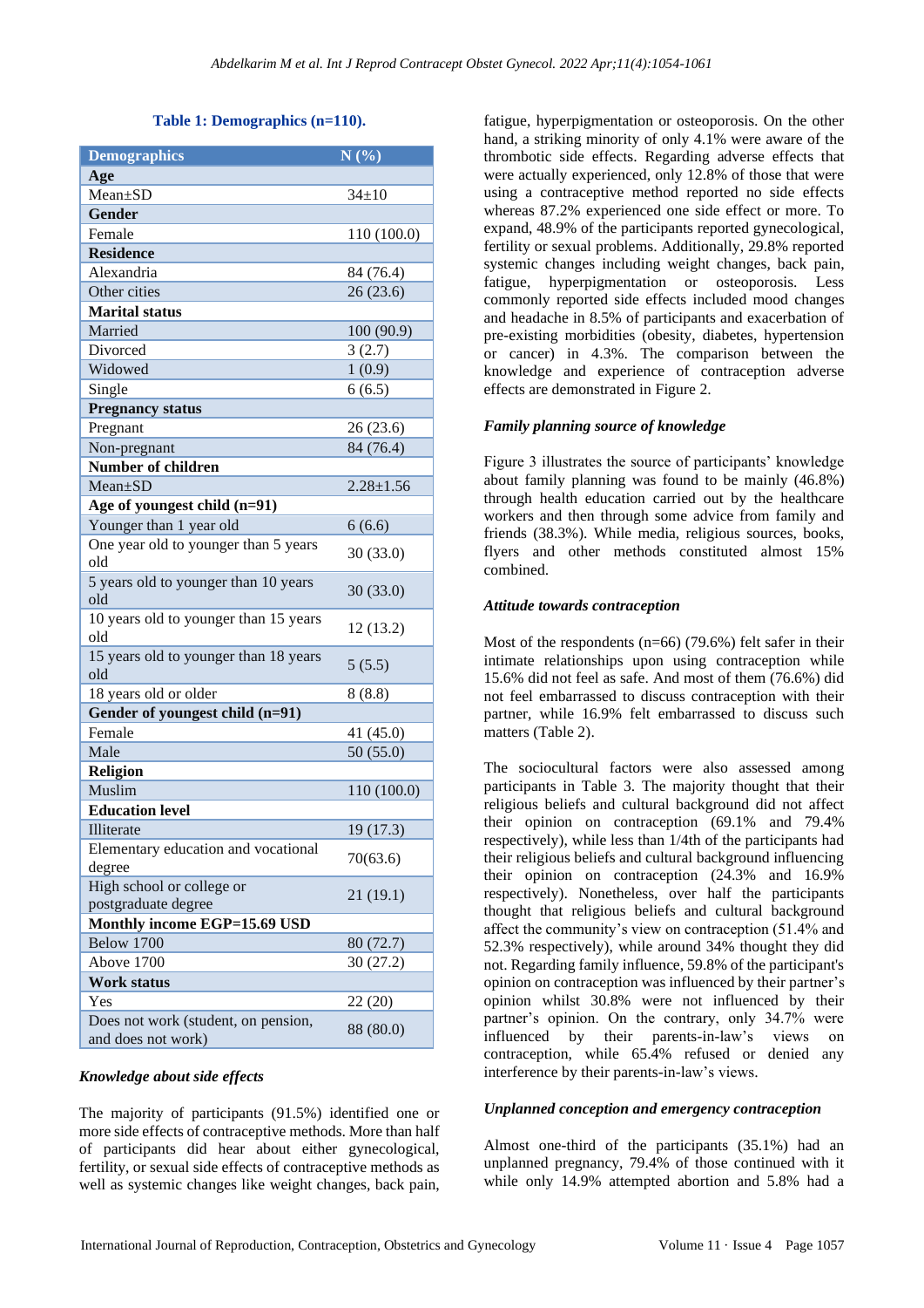**Table 1: Demographics (n=110).**

| Demographics | N (%) |
|---|---|
| **Age** | |
| Mean±SD | 34±10 |
| **Gender** | |
| Female | 110 (100.0) |
| **Residence** | |
| Alexandria | 84 (76.4) |
| Other cities | 26 (23.6) |
| **Marital status** | |
| Married | 100 (90.9) |
| Divorced | 3 (2.7) |
| Widowed | 1 (0.9) |
| Single | 6 (6.5) |
| **Pregnancy status** | |
| Pregnant | 26 (23.6) |
| Non-pregnant | 84 (76.4) |
| **Number of children** | |
| Mean±SD | 2.28±1.56 |
| **Age of youngest child (n=91)** | |
| Younger than 1 year old | 6 (6.6) |
| One year old to younger than 5 years old | 30 (33.0) |
| 5 years old to younger than 10 years old | 30 (33.0) |
| 10 years old to younger than 15 years old | 12 (13.2) |
| 15 years old to younger than 18 years old | 5 (5.5) |
| 18 years old or older | 8 (8.8) |
| **Gender of youngest child (n=91)** | |
| Female | 41 (45.0) |
| Male | 50 (55.0) |
| **Religion** | |
| Muslim | 110 (100.0) |
| **Education level** | |
| Illiterate | 19 (17.3) |
| Elementary education and vocational degree | 70(63.6) |
| High school or college or postgraduate degree | 21 (19.1) |
| **Monthly income EGP=15.69 USD** | |
| Below 1700 | 80 (72.7) |
| Above 1700 | 30 (27.2) |
| **Work status** | |
| Yes | 22 (20) |
| Does not work (student, on pension, and does not work) | 88 (80.0) |

### *Knowledge about side effects*

The majority of participants (91.5%) identified one or more side effects of contraceptive methods. More than half of participants did hear about either gynecological, fertility, or sexual side effects of contraceptive methods as well as systemic changes like weight changes, back pain, fatigue, hyperpigmentation or osteoporosis. On the other hand, a striking minority of only 4.1% were aware of the thrombotic side effects. Regarding adverse effects that were actually experienced, only 12.8% of those that were using a contraceptive method reported no side effects whereas 87.2% experienced one side effect or more. To expand, 48.9% of the participants reported gynecological, fertility or sexual problems. Additionally, 29.8% reported systemic changes including weight changes, back pain, fatigue, hyperpigmentation or osteoporosis. Less commonly reported side effects included mood changes and headache in 8.5% of participants and exacerbation of pre-existing morbidities (obesity, diabetes, hypertension or cancer) in 4.3%. The comparison between the knowledge and experience of contraception adverse effects are demonstrated in Figure 2.

### *Family planning source of knowledge*

Figure 3 illustrates the source of participants' knowledge about family planning was found to be mainly (46.8%) through health education carried out by the healthcare workers and then through some advice from family and friends (38.3%). While media, religious sources, books, flyers and other methods constituted almost 15% combined.

### *Attitude towards contraception*

Most of the respondents (n=66) (79.6%) felt safer in their intimate relationships upon using contraception while 15.6% did not feel as safe. And most of them (76.6%) did not feel embarrassed to discuss contraception with their partner, while 16.9% felt embarrassed to discuss such matters (Table 2).

The sociocultural factors were also assessed among participants in Table 3. The majority thought that their religious beliefs and cultural background did not affect their opinion on contraception (69.1% and 79.4% respectively), while less than 1/4th of the participants had their religious beliefs and cultural background influencing their opinion on contraception (24.3% and 16.9% respectively). Nonetheless, over half the participants thought that religious beliefs and cultural background affect the community's view on contraception (51.4% and 52.3% respectively), while around 34% thought they did not. Regarding family influence, 59.8% of the participant's opinion on contraception was influenced by their partner's opinion whilst 30.8% were not influenced by their partner's opinion. On the contrary, only 34.7% were influenced by their parents-in-law's views on contraception, while 65.4% refused or denied any interference by their parents-in-law's views.

### *Unplanned conception and emergency contraception*

Almost one-third of the participants (35.1%) had an unplanned pregnancy, 79.4% of those continued with it while only 14.9% attempted abortion and 5.8% had a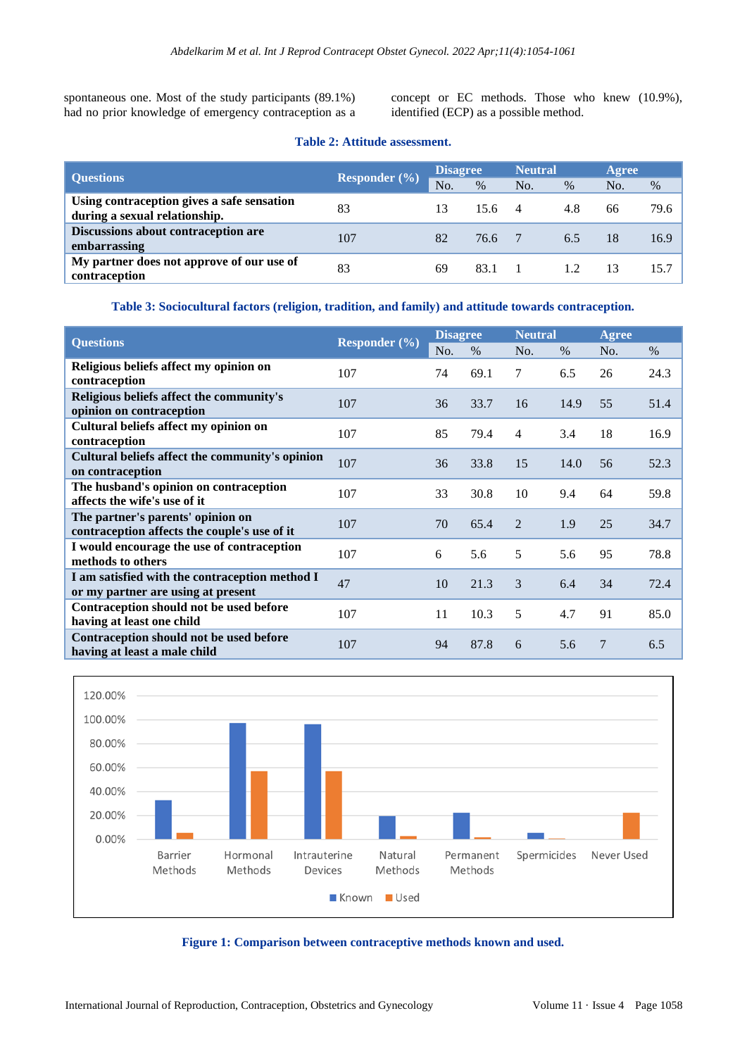spontaneous one. Most of the study participants (89.1%) had no prior knowledge of emergency contraception as a concept or EC methods. Those who knew (10.9%), identified (ECP) as a possible method.

**Table 2: Attitude assessment.**

| Questions | Responder (%) | Disagree | | Neutral | | Agree | |
|---|---|---|---|---|---|---|---|
| | | No. | % | No. | % | No. | % |
| Using contraception gives a safe sensation during a sexual relationship. | 83 | 13 | 15.6 | 4 | 4.8 | 66 | 79.6 |
| Discussions about contraception are embarrassing | 107 | 82 | 76.6 | 7 | 6.5 | 18 | 16.9 |
| My partner does not approve of our use of contraception | 83 | 69 | 83.1 | 1 | 1.2 | 13 | 15.7 |

**Table 3: Sociocultural factors (religion, tradition, and family) and attitude towards contraception.**

| Questions | Responder (%) | Disagree | | Neutral | | Agree | |
|---|---|---|---|---|---|---|---|
| | | No. | % | No. | % | No. | % |
| Religious beliefs affect my opinion on contraception | 107 | 74 | 69.1 | 7 | 6.5 | 26 | 24.3 |
| Religious beliefs affect the community's opinion on contraception | 107 | 36 | 33.7 | 16 | 14.9 | 55 | 51.4 |
| Cultural beliefs affect my opinion on contraception | 107 | 85 | 79.4 | 4 | 3.4 | 18 | 16.9 |
| Cultural beliefs affect the community's opinion on contraception | 107 | 36 | 33.8 | 15 | 14.0 | 56 | 52.3 |
| The husband's opinion on contraception affects the wife's use of it | 107 | 33 | 30.8 | 10 | 9.4 | 64 | 59.8 |
| The partner's parents' opinion on contraception affects the couple's use of it | 107 | 70 | 65.4 | 2 | 1.9 | 25 | 34.7 |
| I would encourage the use of contraception methods to others | 107 | 6 | 5.6 | 5 | 5.6 | 95 | 78.8 |
| I am satisfied with the contraception method I or my partner are using at present | 47 | 10 | 21.3 | 3 | 6.4 | 34 | 72.4 |
| Contraception should not be used before having at least one child | 107 | 11 | 10.3 | 5 | 4.7 | 91 | 85.0 |
| Contraception should not be used before having at least a male child | 107 | 94 | 87.8 | 6 | 5.6 | 7 | 6.5 |

**Figure 1: Comparison between contraceptive methods known and used.**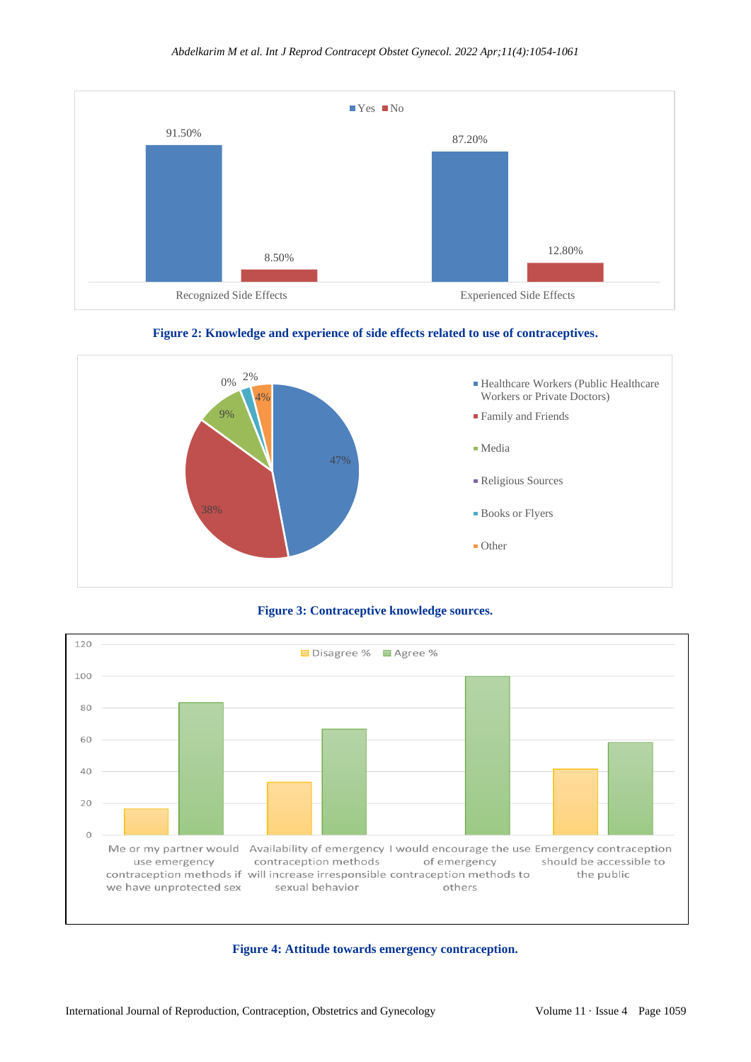Yes No

| | Yes | No |
|---|---|---|
| Recognized Side Effects | 91.50% | 8.50% |
| Experienced Side Effects | 87.20% | 12.80% |

**Figure 2: Knowledge and experience of side effects related to use of contraceptives.**

| Source | % |
|---|---|
| Healthcare Workers (Public Healthcare Workers or Private Doctors) | 47% |
| Family and Friends | 38% |
| Media | 9% |
| Religious Sources | 0% |
| Books or Flyers | 2% |
| Other | 4% |

**Figure 3: Contraceptive knowledge sources.**

Disagree % Agree %

- Me or my partner would use emergency contraception methods if we have unprotected sex
- Availability of emergency contraception methods will increase irresponsible sexual behavior
- I would encourage the use of emergency contraception methods to others
- Emergency contraception should be accessible to the public

**Figure 4: Attitude towards emergency contraception.**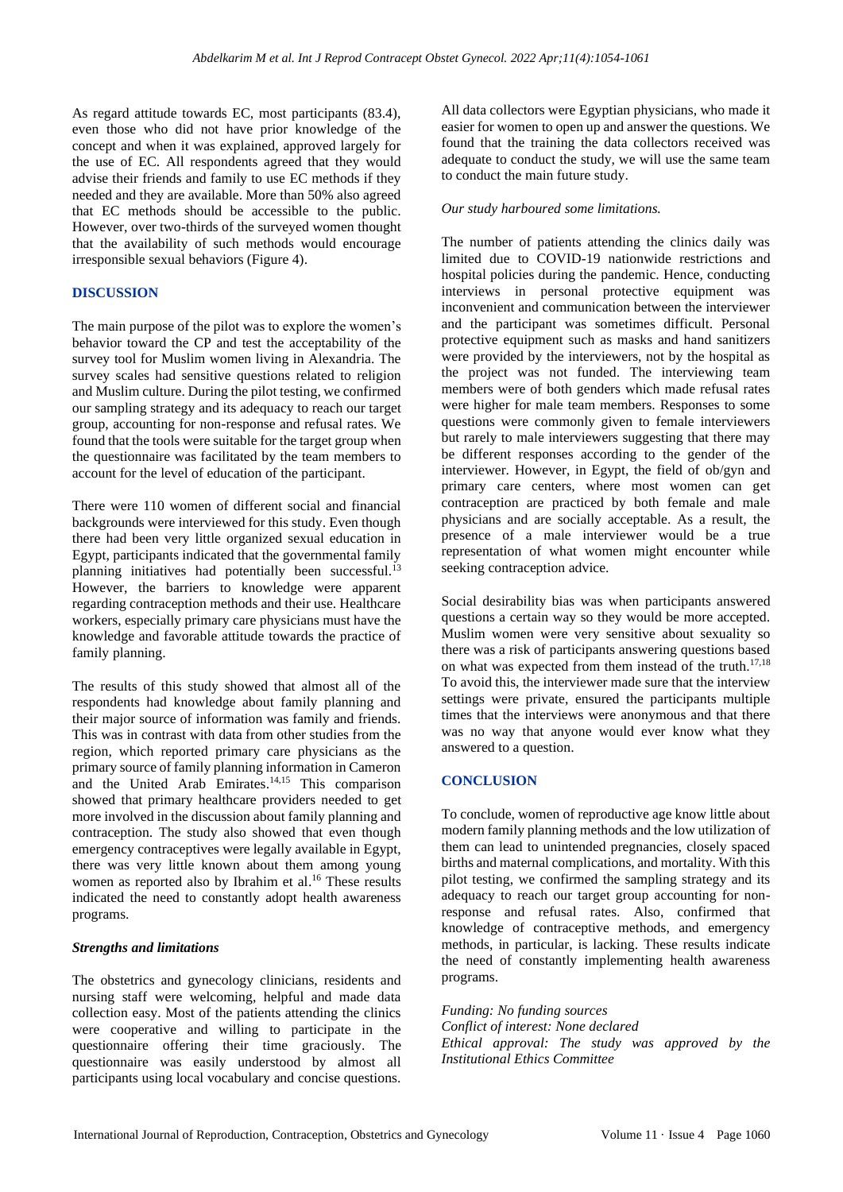As regard attitude towards EC, most participants (83.4), even those who did not have prior knowledge of the concept and when it was explained, approved largely for the use of EC. All respondents agreed that they would advise their friends and family to use EC methods if they needed and they are available. More than 50% also agreed that EC methods should be accessible to the public. However, over two-thirds of the surveyed women thought that the availability of such methods would encourage irresponsible sexual behaviors (Figure 4).

## DISCUSSION

The main purpose of the pilot was to explore the women's behavior toward the CP and test the acceptability of the survey tool for Muslim women living in Alexandria. The survey scales had sensitive questions related to religion and Muslim culture. During the pilot testing, we confirmed our sampling strategy and its adequacy to reach our target group, accounting for non-response and refusal rates. We found that the tools were suitable for the target group when the questionnaire was facilitated by the team members to account for the level of education of the participant.

There were 110 women of different social and financial backgrounds were interviewed for this study. Even though there had been very little organized sexual education in Egypt, participants indicated that the governmental family planning initiatives had potentially been successful.[13] However, the barriers to knowledge were apparent regarding contraception methods and their use. Healthcare workers, especially primary care physicians must have the knowledge and favorable attitude towards the practice of family planning.

The results of this study showed that almost all of the respondents had knowledge about family planning and their major source of information was family and friends. This was in contrast with data from other studies from the region, which reported primary care physicians as the primary source of family planning information in Cameron and the United Arab Emirates.[14,15] This comparison showed that primary healthcare providers needed to get more involved in the discussion about family planning and contraception. The study also showed that even though emergency contraceptives were legally available in Egypt, there was very little known about them among young women as reported also by Ibrahim et al.[16] These results indicated the need to constantly adopt health awareness programs.

### *Strengths and limitations*

The obstetrics and gynecology clinicians, residents and nursing staff were welcoming, helpful and made data collection easy. Most of the patients attending the clinics were cooperative and willing to participate in the questionnaire offering their time graciously. The questionnaire was easily understood by almost all participants using local vocabulary and concise questions. All data collectors were Egyptian physicians, who made it easier for women to open up and answer the questions. We found that the training the data collectors received was adequate to conduct the study, we will use the same team to conduct the main future study.

*Our study harboured some limitations.*

The number of patients attending the clinics daily was limited due to COVID-19 nationwide restrictions and hospital policies during the pandemic. Hence, conducting interviews in personal protective equipment was inconvenient and communication between the interviewer and the participant was sometimes difficult. Personal protective equipment such as masks and hand sanitizers were provided by the interviewers, not by the hospital as the project was not funded. The interviewing team members were of both genders which made refusal rates were higher for male team members. Responses to some questions were commonly given to female interviewers but rarely to male interviewers suggesting that there may be different responses according to the gender of the interviewer. However, in Egypt, the field of ob/gyn and primary care centers, where most women can get contraception are practiced by both female and male physicians and are socially acceptable. As a result, the presence of a male interviewer would be a true representation of what women might encounter while seeking contraception advice.

Social desirability bias was when participants answered questions a certain way so they would be more accepted. Muslim women were very sensitive about sexuality so there was a risk of participants answering questions based on what was expected from them instead of the truth.[17,18] To avoid this, the interviewer made sure that the interview settings were private, ensured the participants multiple times that the interviews were anonymous and that there was no way that anyone would ever know what they answered to a question.

## CONCLUSION

To conclude, women of reproductive age know little about modern family planning methods and the low utilization of them can lead to unintended pregnancies, closely spaced births and maternal complications, and mortality. With this pilot testing, we confirmed the sampling strategy and its adequacy to reach our target group accounting for non-response and refusal rates. Also, confirmed that knowledge of contraceptive methods, and emergency methods, in particular, is lacking. These results indicate the need of constantly implementing health awareness programs.

*Funding: No funding sources*
*Conflict of interest: None declared*
*Ethical approval: The study was approved by the Institutional Ethics Committee*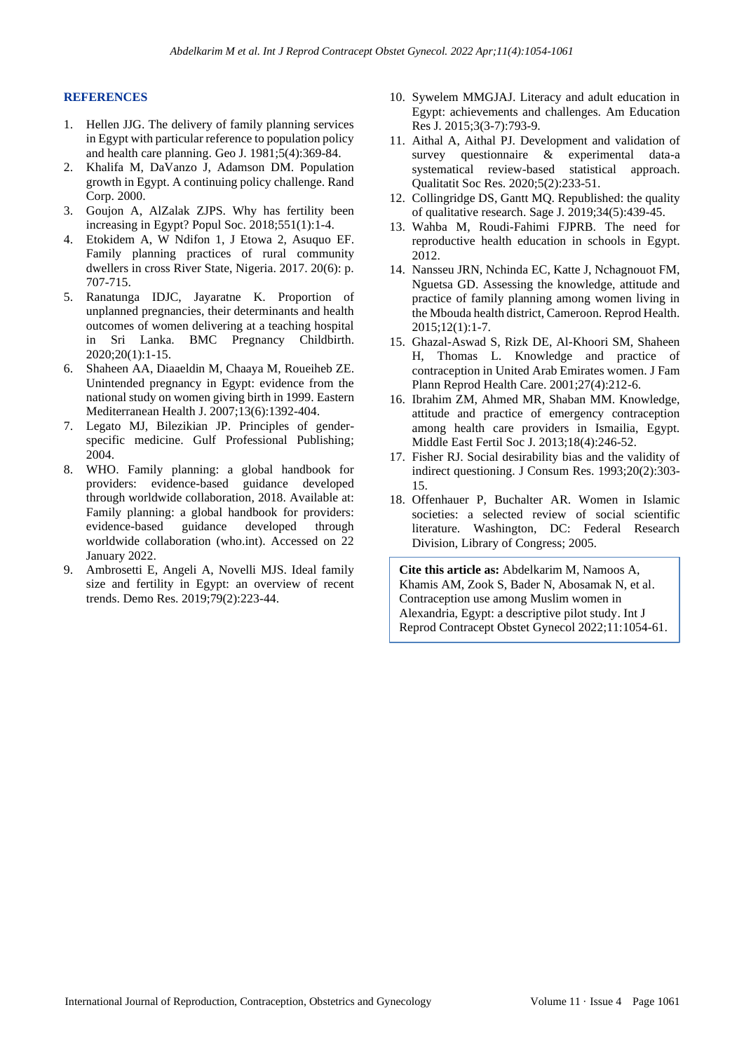## REFERENCES

1. Hellen JJG. The delivery of family planning services in Egypt with particular reference to population policy and health care planning. Geo J. 1981;5(4):369-84.
2. Khalifa M, DaVanzo J, Adamson DM. Population growth in Egypt. A continuing policy challenge. Rand Corp. 2000.
3. Goujon A, AlZalak ZJPS. Why has fertility been increasing in Egypt? Popul Soc. 2018;551(1):1-4.
4. Etokidem A, W Ndifon 1, J Etowa 2, Asuquo EF. Family planning practices of rural community dwellers in cross River State, Nigeria. 2017. 20(6): p. 707-715.
5. Ranatunga IDJC, Jayaratne K. Proportion of unplanned pregnancies, their determinants and health outcomes of women delivering at a teaching hospital in Sri Lanka. BMC Pregnancy Childbirth. 2020;20(1):1-15.
6. Shaheen AA, Diaaeldin M, Chaaya M, Roueiheb ZE. Unintended pregnancy in Egypt: evidence from the national study on women giving birth in 1999. Eastern Mediterranean Health J. 2007;13(6):1392-404.
7. Legato MJ, Bilezikian JP. Principles of gender-specific medicine. Gulf Professional Publishing; 2004.
8. WHO. Family planning: a global handbook for providers: evidence-based guidance developed through worldwide collaboration, 2018. Available at: Family planning: a global handbook for providers: evidence-based guidance developed through worldwide collaboration (who.int). Accessed on 22 January 2022.
9. Ambrosetti E, Angeli A, Novelli MJS. Ideal family size and fertility in Egypt: an overview of recent trends. Demo Res. 2019;79(2):223-44.
10. Sywelem MMGJAJ. Literacy and adult education in Egypt: achievements and challenges. Am Education Res J. 2015;3(3-7):793-9.
11. Aithal A, Aithal PJ. Development and validation of survey questionnaire & experimental data-a systematical review-based statistical approach. Qualitatit Soc Res. 2020;5(2):233-51.
12. Collingridge DS, Gantt MQ. Republished: the quality of qualitative research. Sage J. 2019;34(5):439-45.
13. Wahba M, Roudi-Fahimi FJPRB. The need for reproductive health education in schools in Egypt. 2012.
14. Nansseu JRN, Nchinda EC, Katte J, Nchagnouot FM, Nguetsa GD. Assessing the knowledge, attitude and practice of family planning among women living in the Mbouda health district, Cameroon. Reprod Health. 2015;12(1):1-7.
15. Ghazal-Aswad S, Rizk DE, Al-Khoori SM, Shaheen H, Thomas L. Knowledge and practice of contraception in United Arab Emirates women. J Fam Plann Reprod Health Care. 2001;27(4):212-6.
16. Ibrahim ZM, Ahmed MR, Shaban MM. Knowledge, attitude and practice of emergency contraception among health care providers in Ismailia, Egypt. Middle East Fertil Soc J. 2013;18(4):246-52.
17. Fisher RJ. Social desirability bias and the validity of indirect questioning. J Consum Res. 1993;20(2):303-15.
18. Offenhauer P, Buchalter AR. Women in Islamic societies: a selected review of social scientific literature. Washington, DC: Federal Research Division, Library of Congress; 2005.

**Cite this article as:** Abdelkarim M, Namoos A, Khamis AM, Zook S, Bader N, Abosamak N, et al. Contraception use among Muslim women in Alexandria, Egypt: a descriptive pilot study. Int J Reprod Contracept Obstet Gynecol 2022;11:1054-61.